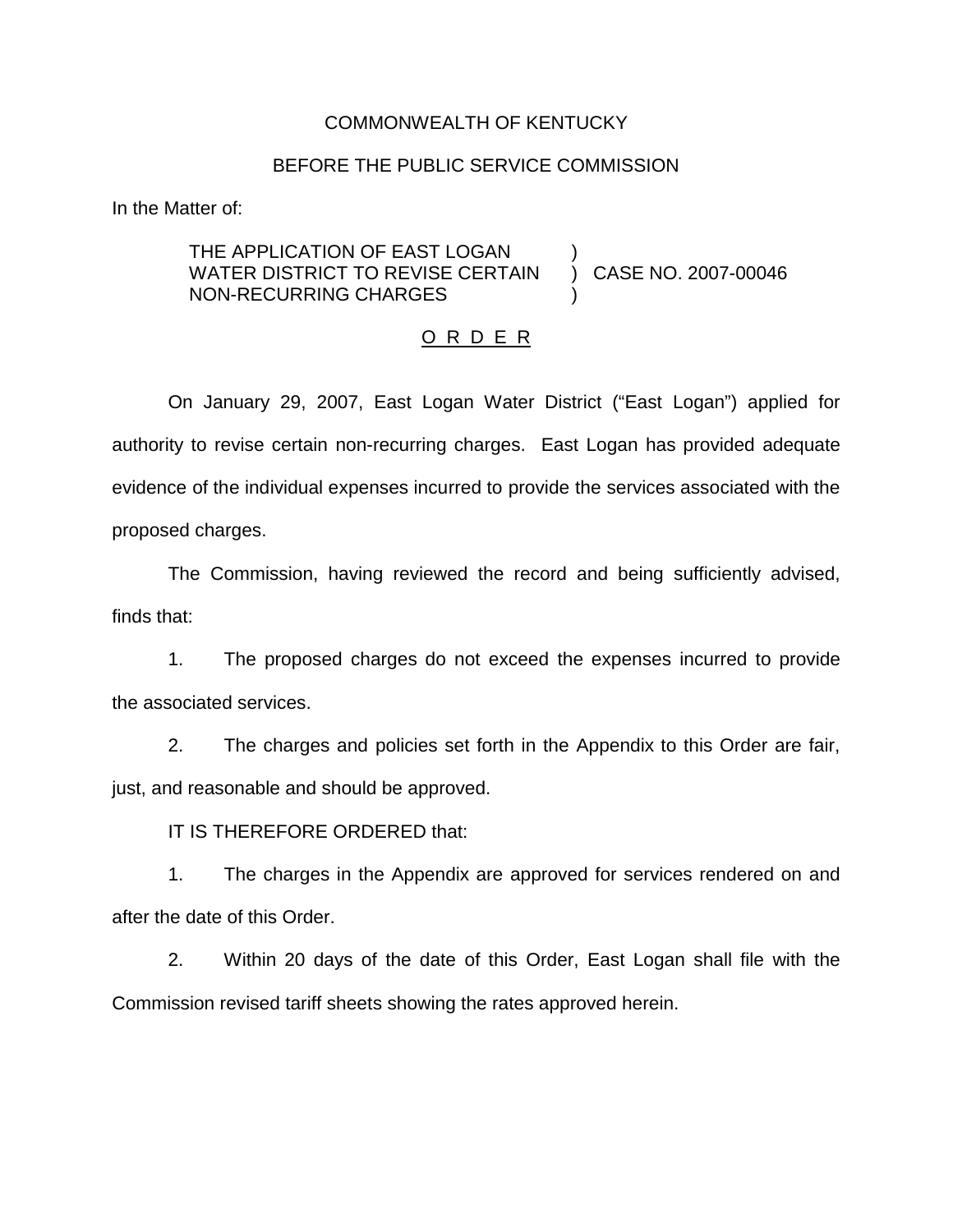COMMONWEALTH OF KENTUCKY

BEFORE THE PUBLIC SERVICE COMMISSION

In the Matter of:

| | | |
|---|---|---|
| THE APPLICATION OF EAST LOGAN WATER DISTRICT TO REVISE CERTAIN NON-RECURRING CHARGES | ) | CASE NO. 2007-00046 |

<u>O R D E R</u>

On January 29, 2007, East Logan Water District ("East Logan") applied for authority to revise certain non-recurring charges. East Logan has provided adequate evidence of the individual expenses incurred to provide the services associated with the proposed charges.

The Commission, having reviewed the record and being sufficiently advised, finds that:

1. The proposed charges do not exceed the expenses incurred to provide the associated services.

2. The charges and policies set forth in the Appendix to this Order are fair, just, and reasonable and should be approved.

IT IS THEREFORE ORDERED that:

1. The charges in the Appendix are approved for services rendered on and after the date of this Order.

2. Within 20 days of the date of this Order, East Logan shall file with the Commission revised tariff sheets showing the rates approved herein.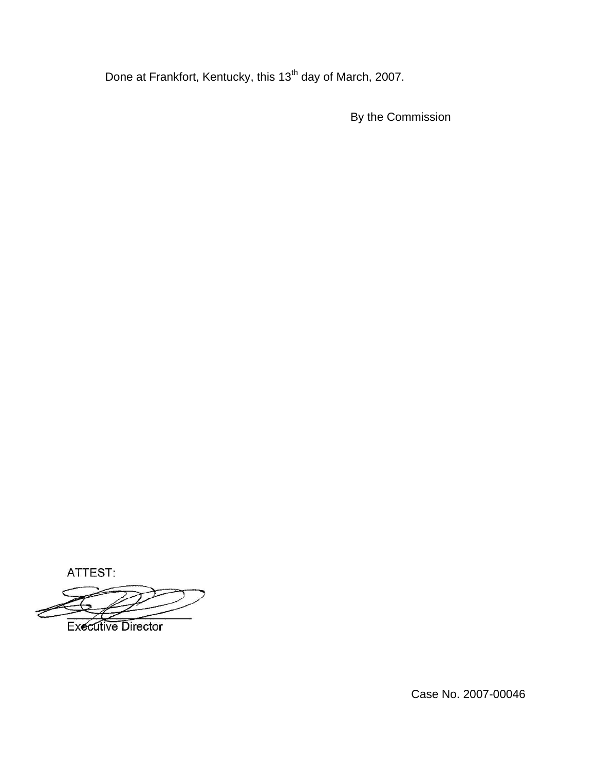Done at Frankfort, Kentucky, this 13[th] day of March, 2007.

By the Commission

ATTEST:

Executive Director

Case No. 2007-00046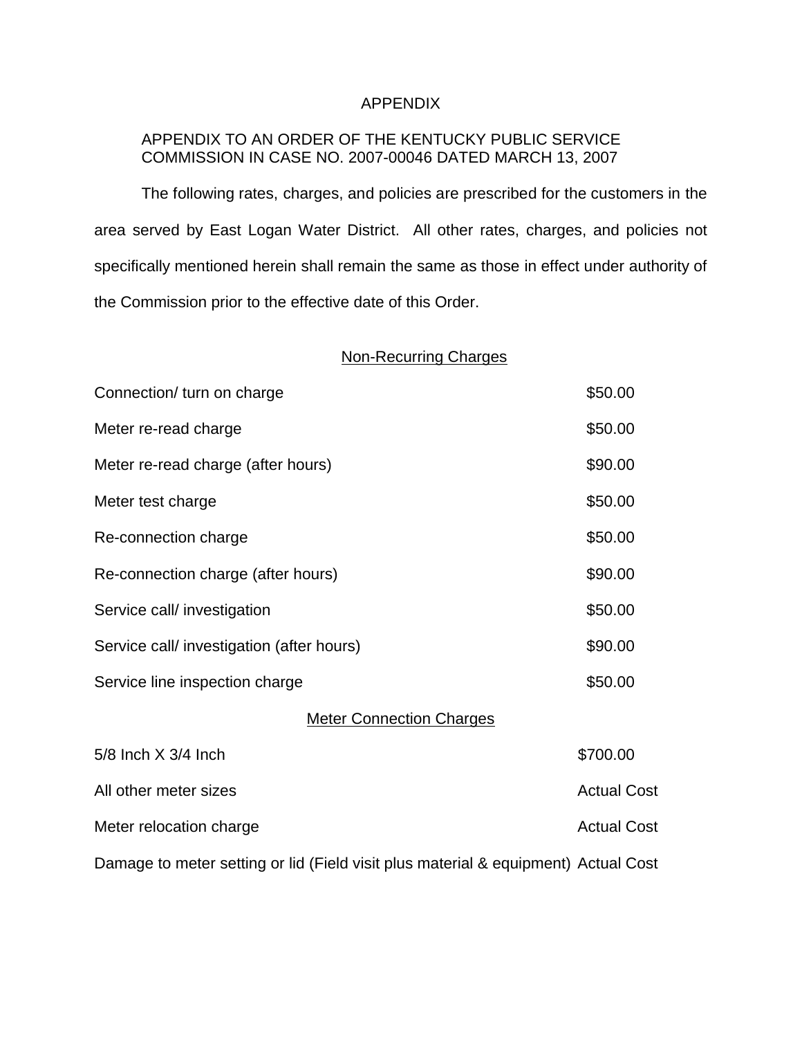# APPENDIX

APPENDIX TO AN ORDER OF THE KENTUCKY PUBLIC SERVICE COMMISSION IN CASE NO. 2007-00046 DATED MARCH 13, 2007

The following rates, charges, and policies are prescribed for the customers in the area served by East Logan Water District. All other rates, charges, and policies not specifically mentioned herein shall remain the same as those in effect under authority of the Commission prior to the effective date of this Order.

## Non-Recurring Charges

| | |
|---|---|
| Connection/ turn on charge | $50.00 |
| Meter re-read charge | $50.00 |
| Meter re-read charge (after hours) | $90.00 |
| Meter test charge | $50.00 |
| Re-connection charge | $50.00 |
| Re-connection charge (after hours) | $90.00 |
| Service call/ investigation | $50.00 |
| Service call/ investigation (after hours) | $90.00 |
| Service line inspection charge | $50.00 |

## Meter Connection Charges

| | |
|---|---|
| 5/8 Inch X 3/4 Inch | $700.00 |
| All other meter sizes | Actual Cost |
| Meter relocation charge | Actual Cost |
| Damage to meter setting or lid (Field visit plus material & equipment) | Actual Cost |